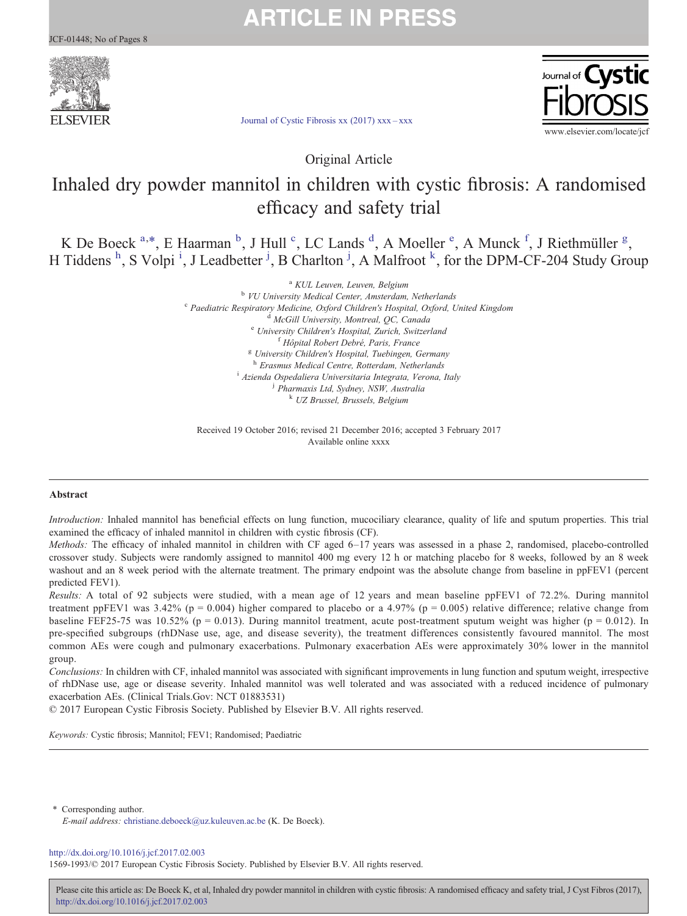Original Article

# Inhaled dry powder mannitol in children with cystic fibrosis: A randomised efficacy and safety trial

K De Boeck [a,*], E Haarman [b], J Hull [c], LC Lands [d], A Moeller [e], A Munck [f], J Riethmüller [g], H Tiddens [h], S Volpi [i], J Leadbetter [j], B Charlton [j], A Malfroot [k], for the DPM-CF-204 Study Group

[a] KUL Leuven, Leuven, Belgium
[b] VU University Medical Center, Amsterdam, Netherlands
[c] Paediatric Respiratory Medicine, Oxford Children's Hospital, Oxford, United Kingdom
[d] McGill University, Montreal, QC, Canada
[e] University Children's Hospital, Zurich, Switzerland
[f] Hôpital Robert Debré, Paris, France
[g] University Children's Hospital, Tuebingen, Germany
[h] Erasmus Medical Centre, Rotterdam, Netherlands
[i] Azienda Ospedaliera Universitaria Integrata, Verona, Italy
[j] Pharmaxis Ltd, Sydney, NSW, Australia
[k] UZ Brussel, Brussels, Belgium

Received 19 October 2016; revised 21 December 2016; accepted 3 February 2017
Available online xxxx

## Abstract

*Introduction:* Inhaled mannitol has beneficial effects on lung function, mucociliary clearance, quality of life and sputum properties. This trial examined the efficacy of inhaled mannitol in children with cystic fibrosis (CF).

*Methods:* The efficacy of inhaled mannitol in children with CF aged 6–17 years was assessed in a phase 2, randomised, placebo-controlled crossover study. Subjects were randomly assigned to mannitol 400 mg every 12 h or matching placebo for 8 weeks, followed by an 8 week washout and an 8 week period with the alternate treatment. The primary endpoint was the absolute change from baseline in ppFEV1 (percent predicted FEV1).

*Results:* A total of 92 subjects were studied, with a mean age of 12 years and mean baseline ppFEV1 of 72.2%. During mannitol treatment ppFEV1 was 3.42% ($p = 0.004$) higher compared to placebo or a 4.97% ($p = 0.005$) relative difference; relative change from baseline FEF25-75 was 10.52% ($p = 0.013$). During mannitol treatment, acute post-treatment sputum weight was higher ($p = 0.012$). In pre-specified subgroups (rhDNase use, age, and disease severity), the treatment differences consistently favoured mannitol. The most common AEs were cough and pulmonary exacerbations. Pulmonary exacerbation AEs were approximately 30% lower in the mannitol group.

*Conclusions:* In children with CF, inhaled mannitol was associated with significant improvements in lung function and sputum weight, irrespective of rhDNase use, age or disease severity. Inhaled mannitol was well tolerated and was associated with a reduced incidence of pulmonary exacerbation AEs. (Clinical Trials.Gov: NCT 01883531)

© 2017 European Cystic Fibrosis Society. Published by Elsevier B.V. All rights reserved.

*Keywords:* Cystic fibrosis; Mannitol; FEV1; Randomised; Paediatric

\* Corresponding author.
*E-mail address:* christiane.deboeck@uz.kuleuven.ac.be (K. De Boeck).

http://dx.doi.org/10.1016/j.jcf.2017.02.003
1569-1993/© 2017 European Cystic Fibrosis Society. Published by Elsevier B.V. All rights reserved.

Please cite this article as: De Boeck K, et al, Inhaled dry powder mannitol in children with cystic fibrosis: A randomised efficacy and safety trial, J Cyst Fibros (2017), http://dx.doi.org/10.1016/j.jcf.2017.02.003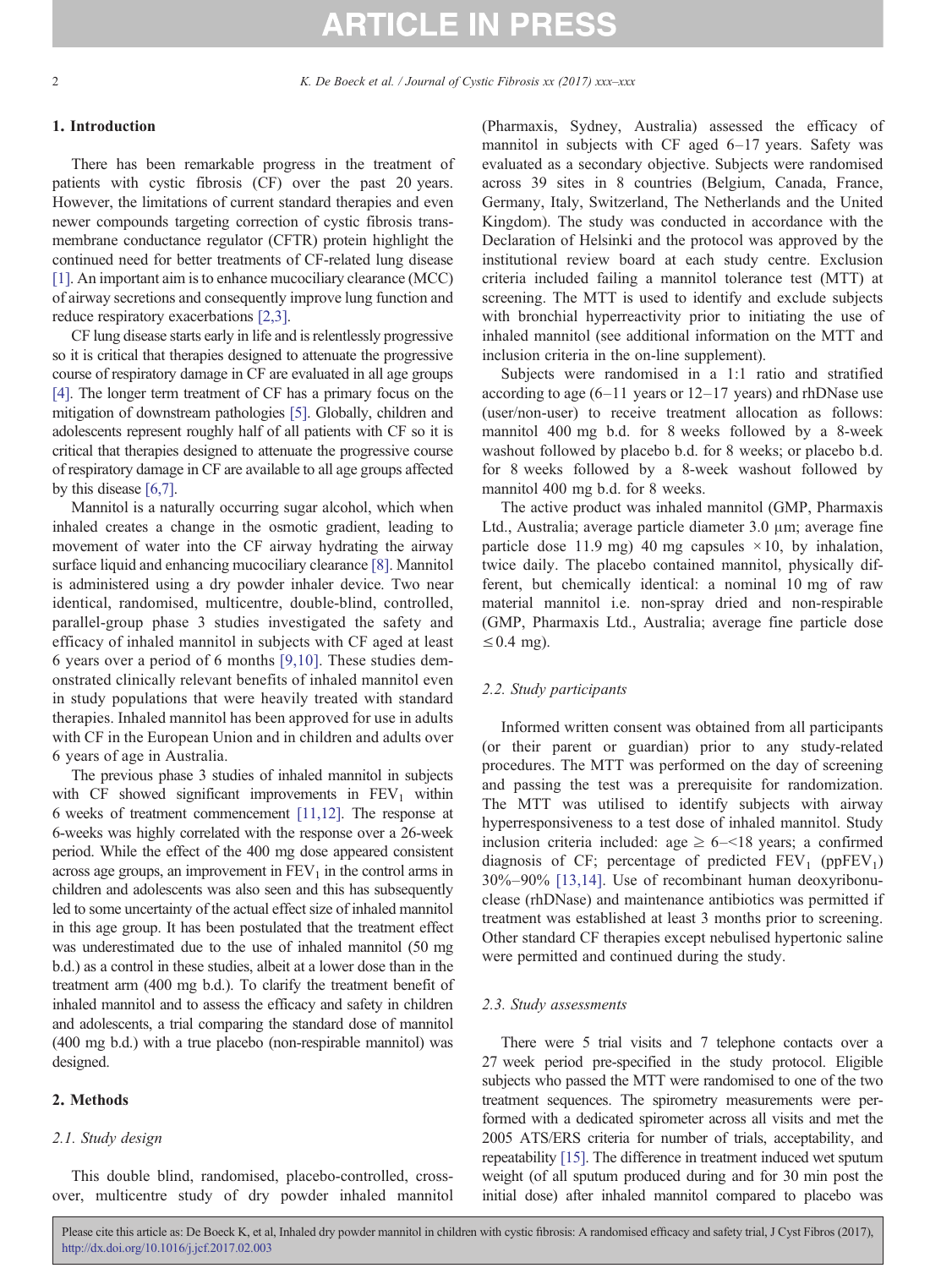## 1. Introduction

There has been remarkable progress in the treatment of patients with cystic fibrosis (CF) over the past 20 years. However, the limitations of current standard therapies and even newer compounds targeting correction of cystic fibrosis transmembrane conductance regulator (CFTR) protein highlight the continued need for better treatments of CF-related lung disease [1]. An important aim is to enhance mucociliary clearance (MCC) of airway secretions and consequently improve lung function and reduce respiratory exacerbations [2,3].

CF lung disease starts early in life and is relentlessly progressive so it is critical that therapies designed to attenuate the progressive course of respiratory damage in CF are evaluated in all age groups [4]. The longer term treatment of CF has a primary focus on the mitigation of downstream pathologies [5]. Globally, children and adolescents represent roughly half of all patients with CF so it is critical that therapies designed to attenuate the progressive course of respiratory damage in CF are available to all age groups affected by this disease [6,7].

Mannitol is a naturally occurring sugar alcohol, which when inhaled creates a change in the osmotic gradient, leading to movement of water into the CF airway hydrating the airway surface liquid and enhancing mucociliary clearance [8]. Mannitol is administered using a dry powder inhaler device. Two near identical, randomised, multicentre, double-blind, controlled, parallel-group phase 3 studies investigated the safety and efficacy of inhaled mannitol in subjects with CF aged at least 6 years over a period of 6 months [9,10]. These studies demonstrated clinically relevant benefits of inhaled mannitol even in study populations that were heavily treated with standard therapies. Inhaled mannitol has been approved for use in adults with CF in the European Union and in children and adults over 6 years of age in Australia.

The previous phase 3 studies of inhaled mannitol in subjects with CF showed significant improvements in $FEV_1$ within 6 weeks of treatment commencement [11,12]. The response at 6-weeks was highly correlated with the response over a 26-week period. While the effect of the 400 mg dose appeared consistent across age groups, an improvement in $FEV_1$ in the control arms in children and adolescents was also seen and this has subsequently led to some uncertainty of the actual effect size of inhaled mannitol in this age group. It has been postulated that the treatment effect was underestimated due to the use of inhaled mannitol (50 mg b.d.) as a control in these studies, albeit at a lower dose than in the treatment arm (400 mg b.d.). To clarify the treatment benefit of inhaled mannitol and to assess the efficacy and safety in children and adolescents, a trial comparing the standard dose of mannitol (400 mg b.d.) with a true placebo (non-respirable mannitol) was designed.

## 2. Methods

### 2.1. Study design

This double blind, randomised, placebo-controlled, crossover, multicentre study of dry powder inhaled mannitol (Pharmaxis, Sydney, Australia) assessed the efficacy of mannitol in subjects with CF aged 6–17 years. Safety was evaluated as a secondary objective. Subjects were randomised across 39 sites in 8 countries (Belgium, Canada, France, Germany, Italy, Switzerland, The Netherlands and the United Kingdom). The study was conducted in accordance with the Declaration of Helsinki and the protocol was approved by the institutional review board at each study centre. Exclusion criteria included failing a mannitol tolerance test (MTT) at screening. The MTT is used to identify and exclude subjects with bronchial hyperreactivity prior to initiating the use of inhaled mannitol (see additional information on the MTT and inclusion criteria in the on-line supplement).

Subjects were randomised in a 1:1 ratio and stratified according to age (6–11 years or 12–17 years) and rhDNase use (user/non-user) to receive treatment allocation as follows: mannitol 400 mg b.d. for 8 weeks followed by a 8-week washout followed by placebo b.d. for 8 weeks; or placebo b.d. for 8 weeks followed by a 8-week washout followed by mannitol 400 mg b.d. for 8 weeks.

The active product was inhaled mannitol (GMP, Pharmaxis Ltd., Australia; average particle diameter 3.0 μm; average fine particle dose 11.9 mg) 40 mg capsules ×10, by inhalation, twice daily. The placebo contained mannitol, physically different, but chemically identical: a nominal 10 mg of raw material mannitol i.e. non-spray dried and non-respirable (GMP, Pharmaxis Ltd., Australia; average fine particle dose ≤0.4 mg).

### 2.2. Study participants

Informed written consent was obtained from all participants (or their parent or guardian) prior to any study-related procedures. The MTT was performed on the day of screening and passing the test was a prerequisite for randomization. The MTT was utilised to identify subjects with airway hyperresponsiveness to a test dose of inhaled mannitol. Study inclusion criteria included: age ≥ 6–<18 years; a confirmed diagnosis of CF; percentage of predicted $FEV_1$ ($ppFEV_1$) 30%–90% [13,14]. Use of recombinant human deoxyribonuclease (rhDNase) and maintenance antibiotics was permitted if treatment was established at least 3 months prior to screening. Other standard CF therapies except nebulised hypertonic saline were permitted and continued during the study.

### 2.3. Study assessments

There were 5 trial visits and 7 telephone contacts over a 27 week period pre-specified in the study protocol. Eligible subjects who passed the MTT were randomised to one of the two treatment sequences. The spirometry measurements were performed with a dedicated spirometer across all visits and met the 2005 ATS/ERS criteria for number of trials, acceptability, and repeatability [15]. The difference in treatment induced wet sputum weight (of all sputum produced during and for 30 min post the initial dose) after inhaled mannitol compared to placebo was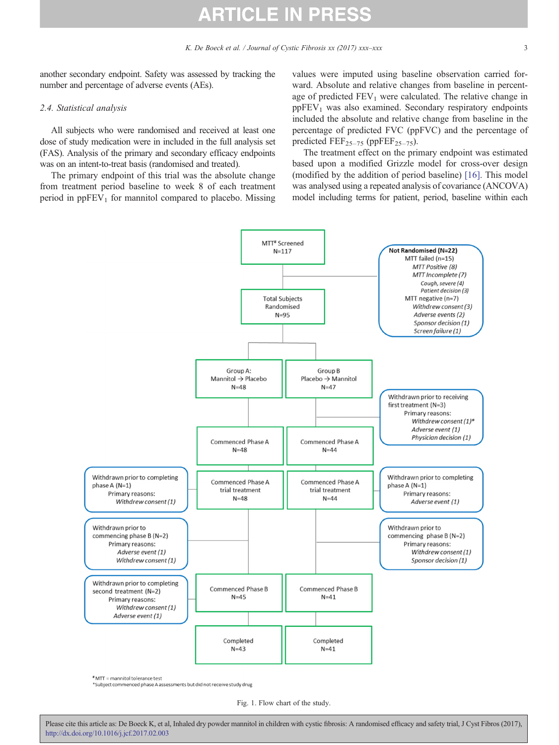another secondary endpoint. Safety was assessed by tracking the number and percentage of adverse events (AEs).

### 2.4. Statistical analysis

All subjects who were randomised and received at least one dose of study medication were in included in the full analysis set (FAS). Analysis of the primary and secondary efficacy endpoints was on an intent-to-treat basis (randomised and treated).

The primary endpoint of this trial was the absolute change from treatment period baseline to week 8 of each treatment period in $ppFEV_1$ for mannitol compared to placebo. Missing values were imputed using baseline observation carried forward. Absolute and relative changes from baseline in percentage of predicted $FEV_1$ were calculated. The relative change in $ppFEV_1$ was also examined. Secondary respiratory endpoints included the absolute and relative change from baseline in the percentage of predicted FVC (ppFVC) and the percentage of predicted $FEF_{25-75}$ ($ppFEF_{25-75}$).

The treatment effect on the primary endpoint was estimated based upon a modified Grizzle model for cross-over design (modified by the addition of period baseline) [16]. This model was analysed using a repeated analysis of covariance (ANCOVA) model including terms for patient, period, baseline within each

MTT[#] Screened
N=117

Not Randomised (N=22)
- MTT failed (n=15)
  - MTT Positive (8)
  - MTT Incomplete (7)
    - Cough, severe (4)
    - Patient decision (3)
- MTT negative (n=7)
  - Withdrew consent (3)
  - Adverse events (2)
  - Sponsor decision (1)
  - Screen failure (1)

Total Subjects Randomised
N=95

| Group A: Mannitol → Placebo | Group B Placebo → Mannitol |
|---|---|
| N=48 | N=47 |
| Commenced Phase A N=48 | Commenced Phase A N=44 |
| Commenced Phase A trial treatment N=48 | Commenced Phase A trial treatment N=44 |
| Commenced Phase B N=45 | Commenced Phase B N=41 |
| Completed N=43 | Completed N=41 |

Group B — Withdrawn prior to receiving first treatment (N=3)
Primary reasons:
- Withdrew consent (1)*
- Adverse event (1)
- Physician decision (1)

Group A — Withdrawn prior to completing phase A (N=1)
Primary reasons:
- Withdrew consent (1)

Group B — Withdrawn prior to completing phase A (N=1)
Primary reasons:
- Adverse event (1)

Group A — Withdrawn prior to commencing phase B (N=2)
Primary reasons:
- Adverse event (1)
- Withdrew consent (1)

Group B — Withdrawn prior to commencing phase B (N=2)
Primary reasons:
- Withdrew consent (1)
- Sponsor decision (1)

Group A — Withdrawn prior to completing second treatment (N=2)
Primary reasons:
- Withdrew consent (1)
- Adverse event (1)

[#] MTT = mannitol tolerance test
*Subject commenced phase A assessments but did not receive study drug

Fig. 1. Flow chart of the study.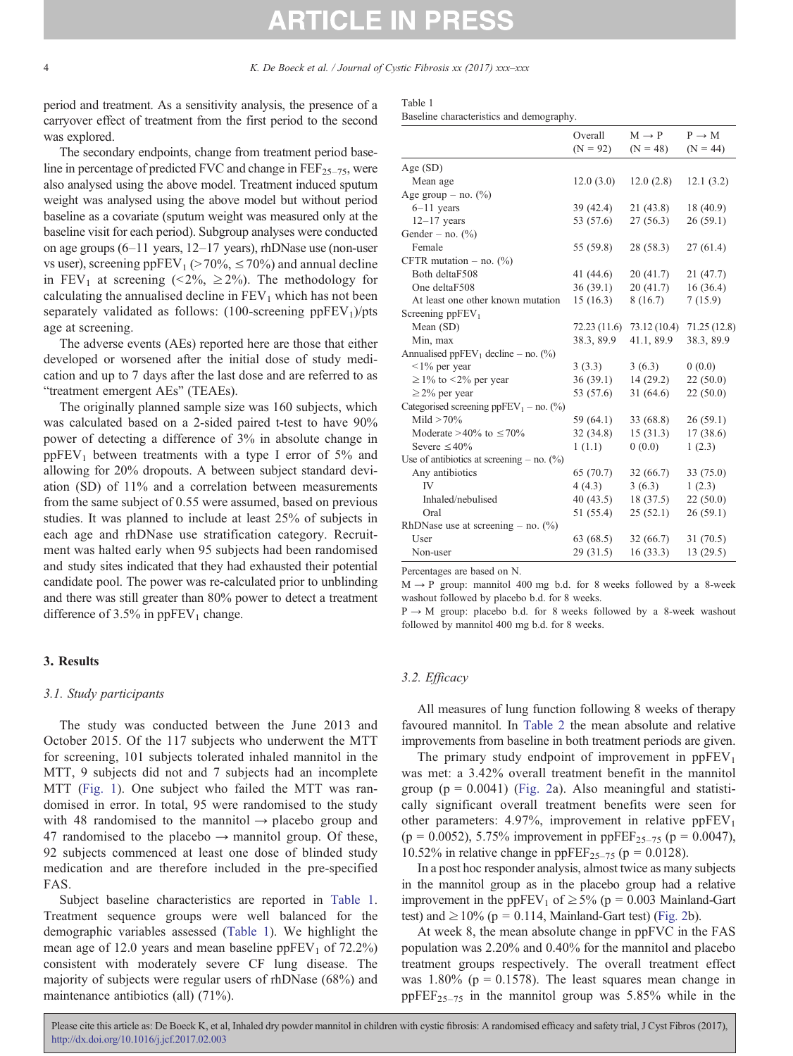period and treatment. As a sensitivity analysis, the presence of a carryover effect of treatment from the first period to the second was explored.

The secondary endpoints, change from treatment period baseline in percentage of predicted FVC and change in $FEF_{25-75}$, were also analysed using the above model. Treatment induced sputum weight was analysed using the above model but without period baseline as a covariate (sputum weight was measured only at the baseline visit for each period). Subgroup analyses were conducted on age groups (6–11 years, 12–17 years), rhDNase use (non-user vs user), screening $ppFEV_1$ (>70%, ≤70%) and annual decline in $FEV_1$ at screening (<2%, ≥2%). The methodology for calculating the annualised decline in $FEV_1$ which has not been separately validated as follows: (100-screening $ppFEV_1$)/pts age at screening.

The adverse events (AEs) reported here are those that either developed or worsened after the initial dose of study medication and up to 7 days after the last dose and are referred to as "treatment emergent AEs" (TEAEs).

The originally planned sample size was 160 subjects, which was calculated based on a 2-sided paired t-test to have 90% power of detecting a difference of 3% in absolute change in $ppFEV_1$ between treatments with a type I error of 5% and allowing for 20% dropouts. A between subject standard deviation (SD) of 11% and a correlation between measurements from the same subject of 0.55 were assumed, based on previous studies. It was planned to include at least 25% of subjects in each age and rhDNase use stratification category. Recruitment was halted early when 95 subjects had been randomised and study sites indicated that they had exhausted their potential candidate pool. The power was re-calculated prior to unblinding and there was still greater than 80% power to detect a treatment difference of 3.5% in $ppFEV_1$ change.

## 3. Results

### 3.1. Study participants

The study was conducted between the June 2013 and October 2015. Of the 117 subjects who underwent the MTT for screening, 101 subjects tolerated inhaled mannitol in the MTT, 9 subjects did not and 7 subjects had an incomplete MTT (Fig. 1). One subject who failed the MTT was randomised in error. In total, 95 were randomised to the study with 48 randomised to the mannitol → placebo group and 47 randomised to the placebo → mannitol group. Of these, 92 subjects commenced at least one dose of blinded study medication and are therefore included in the pre-specified FAS.

Subject baseline characteristics are reported in Table 1. Treatment sequence groups were well balanced for the demographic variables assessed (Table 1). We highlight the mean age of 12.0 years and mean baseline $ppFEV_1$ of 72.2%) consistent with moderately severe CF lung disease. The majority of subjects were regular users of rhDNase (68%) and maintenance antibiotics (all) (71%).

Table 1
Baseline characteristics and demography.

| | Overall (N = 92) | M → P (N = 48) | P → M (N = 44) |
|---|---|---|---|
| Age (SD) | | | |
| Mean age | 12.0 (3.0) | 12.0 (2.8) | 12.1 (3.2) |
| Age group – no. (%) | | | |
| 6–11 years | 39 (42.4) | 21 (43.8) | 18 (40.9) |
| 12–17 years | 53 (57.6) | 27 (56.3) | 26 (59.1) |
| Gender – no. (%) | | | |
| Female | 55 (59.8) | 28 (58.3) | 27 (61.4) |
| CFTR mutation – no. (%) | | | |
| Both deltaF508 | 41 (44.6) | 20 (41.7) | 21 (47.7) |
| One deltaF508 | 36 (39.1) | 20 (41.7) | 16 (36.4) |
| At least one other known mutation | 15 (16.3) | 8 (16.7) | 7 (15.9) |
| Screening $ppFEV_1$ | | | |
| Mean (SD) | 72.23 (11.6) | 73.12 (10.4) | 71.25 (12.8) |
| Min, max | 38.3, 89.9 | 41.1, 89.9 | 38.3, 89.9 |
| Annualised $ppFEV_1$ decline – no. (%) | | | |
| <1% per year | 3 (3.3) | 3 (6.3) | 0 (0.0) |
| ≥1% to <2% per year | 36 (39.1) | 14 (29.2) | 22 (50.0) |
| ≥2% per year | 53 (57.6) | 31 (64.6) | 22 (50.0) |
| Categorised screening $ppFEV_1$ – no. (%) | | | |
| Mild >70% | 59 (64.1) | 33 (68.8) | 26 (59.1) |
| Moderate >40% to ≤70% | 32 (34.8) | 15 (31.3) | 17 (38.6) |
| Severe ≤40% | 1 (1.1) | 0 (0.0) | 1 (2.3) |
| Use of antibiotics at screening – no. (%) | | | |
| Any antibiotics | 65 (70.7) | 32 (66.7) | 33 (75.0) |
| IV | 4 (4.3) | 3 (6.3) | 1 (2.3) |
| Inhaled/nebulised | 40 (43.5) | 18 (37.5) | 22 (50.0) |
| Oral | 51 (55.4) | 25 (52.1) | 26 (59.1) |
| RhDNase use at screening – no. (%) | | | |
| User | 63 (68.5) | 32 (66.7) | 31 (70.5) |
| Non-user | 29 (31.5) | 16 (33.3) | 13 (29.5) |

Percentages are based on N.
M → P group: mannitol 400 mg b.d. for 8 weeks followed by a 8-week washout followed by placebo b.d. for 8 weeks.
P → M group: placebo b.d. for 8 weeks followed by a 8-week washout followed by mannitol 400 mg b.d. for 8 weeks.

### 3.2. Efficacy

All measures of lung function following 8 weeks of therapy favoured mannitol. In Table 2 the mean absolute and relative improvements from baseline in both treatment periods are given.

The primary study endpoint of improvement in $ppFEV_1$ was met: a 3.42% overall treatment benefit in the mannitol group ($p = 0.0041$) (Fig. 2a). Also meaningful and statistically significant overall treatment benefits were seen for other parameters: 4.97%, improvement in relative $ppFEV_1$ ($p = 0.0052$), 5.75% improvement in $ppFEF_{25-75}$ ($p = 0.0047$), 10.52% in relative change in $ppFEF_{25-75}$ ($p = 0.0128$).

In a post hoc responder analysis, almost twice as many subjects in the mannitol group as in the placebo group had a relative improvement in the $ppFEV_1$ of ≥5% ($p = 0.003$ Mainland-Gart test) and ≥10% ($p = 0.114$, Mainland-Gart test) (Fig. 2b).

At week 8, the mean absolute change in ppFVC in the FAS population was 2.20% and 0.40% for the mannitol and placebo treatment groups respectively. The overall treatment effect was 1.80% ($p = 0.1578$). The least squares mean change in $ppFEF_{25-75}$ in the mannitol group was 5.85% while in the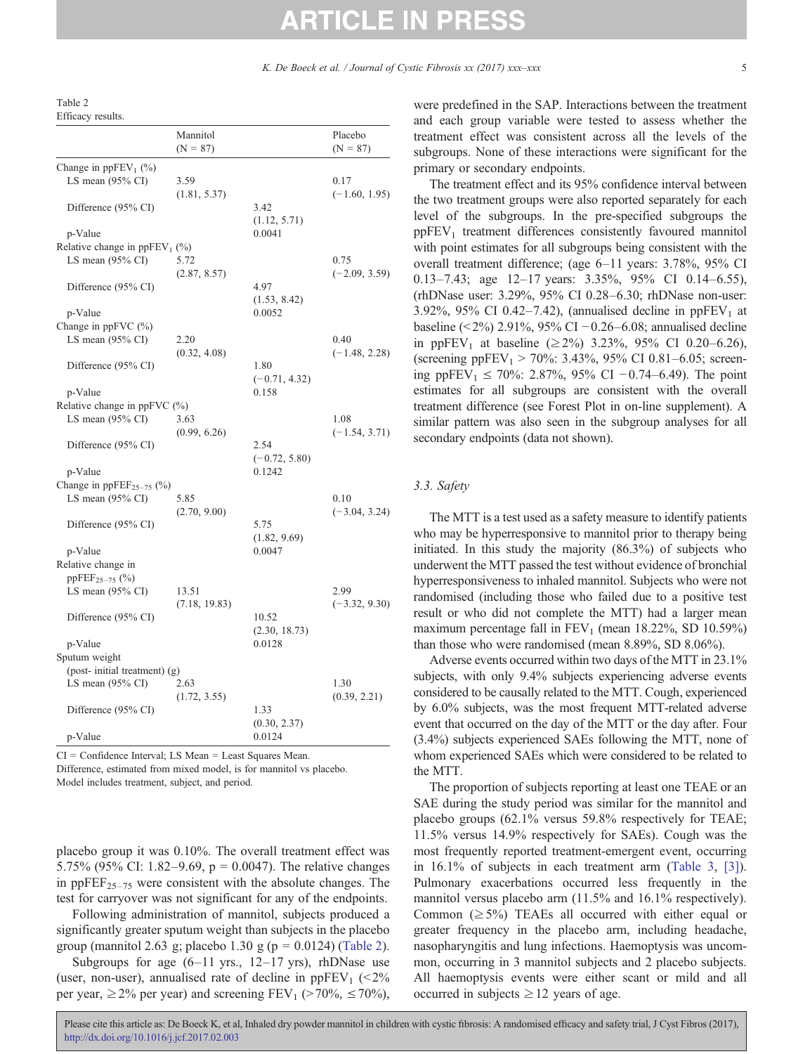Table 2
Efficacy results.

| | Mannitol (N = 87) | | Placebo (N = 87) |
|---|---|---|---|
| Change in $ppFEV_1$ (%) | | | |
| LS mean (95% CI) | 3.59 (1.81, 5.37) | | 0.17 (−1.60, 1.95) |
| Difference (95% CI) | | 3.42 (1.12, 5.71) | |
| p-Value | | 0.0041 | |
| Relative change in $ppFEV_1$ (%) | | | |
| LS mean (95% CI) | 5.72 (2.87, 8.57) | | 0.75 (−2.09, 3.59) |
| Difference (95% CI) | | 4.97 (1.53, 8.42) | |
| p-Value | | 0.0052 | |
| Change in ppFVC (%) | | | |
| LS mean (95% CI) | 2.20 (0.32, 4.08) | | 0.40 (−1.48, 2.28) |
| Difference (95% CI) | | 1.80 (−0.71, 4.32) | |
| p-Value | | 0.158 | |
| Relative change in ppFVC (%) | | | |
| LS mean (95% CI) | 3.63 (0.99, 6.26) | | 1.08 (−1.54, 3.71) |
| Difference (95% CI) | | 2.54 (−0.72, 5.80) | |
| p-Value | | 0.1242 | |
| Change in $ppFEF_{25-75}$ (%) | | | |
| LS mean (95% CI) | 5.85 (2.70, 9.00) | | 0.10 (−3.04, 3.24) |
| Difference (95% CI) | | 5.75 (1.82, 9.69) | |
| p-Value | | 0.0047 | |
| Relative change in $ppFEF_{25-75}$ (%) | | | |
| LS mean (95% CI) | 13.51 (7.18, 19.83) | | 2.99 (−3.32, 9.30) |
| Difference (95% CI) | | 10.52 (2.30, 18.73) | |
| p-Value | | 0.0128 | |
| Sputum weight (post- initial treatment) (g) | | | |
| LS mean (95% CI) | 2.63 (1.72, 3.55) | | 1.30 (0.39, 2.21) |
| Difference (95% CI) | | 1.33 (0.30, 2.37) | |
| p-Value | | 0.0124 | |

CI = Confidence Interval; LS Mean = Least Squares Mean.
Difference, estimated from mixed model, is for mannitol vs placebo.
Model includes treatment, subject, and period.

placebo group it was 0.10%. The overall treatment effect was 5.75% (95% CI: 1.82–9.69, $p = 0.0047$). The relative changes in $ppFEF_{25-75}$ were consistent with the absolute changes. The test for carryover was not significant for any of the endpoints.

Following administration of mannitol, subjects produced a significantly greater sputum weight than subjects in the placebo group (mannitol 2.63 g; placebo 1.30 g ($p = 0.0124$) (Table 2).

Subgroups for age (6–11 yrs., 12–17 yrs), rhDNase use (user, non-user), annualised rate of decline in $ppFEV_1$ (<2% per year, ≥2% per year) and screening $FEV_1$ (>70%, ≤70%), were predefined in the SAP. Interactions between the treatment and each group variable were tested to assess whether the treatment effect was consistent across all the levels of the subgroups. None of these interactions were significant for the primary or secondary endpoints.

The treatment effect and its 95% confidence interval between the two treatment groups were also reported separately for each level of the subgroups. In the pre-specified subgroups the $ppFEV_1$ treatment differences consistently favoured mannitol with point estimates for all subgroups being consistent with the overall treatment difference; (age 6–11 years: 3.78%, 95% CI 0.13–7.43; age 12–17 years: 3.35%, 95% CI 0.14–6.55), (rhDNase user: 3.29%, 95% CI 0.28–6.30; rhDNase non-user: 3.92%, 95% CI 0.42–7.42), (annualised decline in $ppFEV_1$ at baseline (<2%) 2.91%, 95% CI −0.26–6.08; annualised decline in $ppFEV_1$ at baseline (≥2%) 3.23%, 95% CI 0.20–6.26), (screening $ppFEV_1$ > 70%: 3.43%, 95% CI 0.81–6.05; screening $ppFEV_1$ ≤ 70%: 2.87%, 95% CI −0.74–6.49). The point estimates for all subgroups are consistent with the overall treatment difference (see Forest Plot in on-line supplement). A similar pattern was also seen in the subgroup analyses for all secondary endpoints (data not shown).

### 3.3. Safety

The MTT is a test used as a safety measure to identify patients who may be hyperresponsive to mannitol prior to therapy being initiated. In this study the majority (86.3%) of subjects who underwent the MTT passed the test without evidence of bronchial hyperresponsiveness to inhaled mannitol. Subjects who were not randomised (including those who failed due to a positive test result or who did not complete the MTT) had a larger mean maximum percentage fall in $FEV_1$ (mean 18.22%, SD 10.59%) than those who were randomised (mean 8.89%, SD 8.06%).

Adverse events occurred within two days of the MTT in 23.1% subjects, with only 9.4% subjects experiencing adverse events considered to be causally related to the MTT. Cough, experienced by 6.0% subjects, was the most frequent MTT-related adverse event that occurred on the day of the MTT or the day after. Four (3.4%) subjects experienced SAEs following the MTT, none of whom experienced SAEs which were considered to be related to the MTT.

The proportion of subjects reporting at least one TEAE or an SAE during the study period was similar for the mannitol and placebo groups (62.1% versus 59.8% respectively for TEAE; 11.5% versus 14.9% respectively for SAEs). Cough was the most frequently reported treatment-emergent event, occurring in 16.1% of subjects in each treatment arm (Table 3, [3]). Pulmonary exacerbations occurred less frequently in the mannitol versus placebo arm (11.5% and 16.1% respectively). Common (≥5%) TEAEs all occurred with either equal or greater frequency in the placebo arm, including headache, nasopharyngitis and lung infections. Haemoptysis was uncommon, occurring in 3 mannitol subjects and 2 placebo subjects. All haemoptysis events were either scant or mild and all occurred in subjects ≥12 years of age.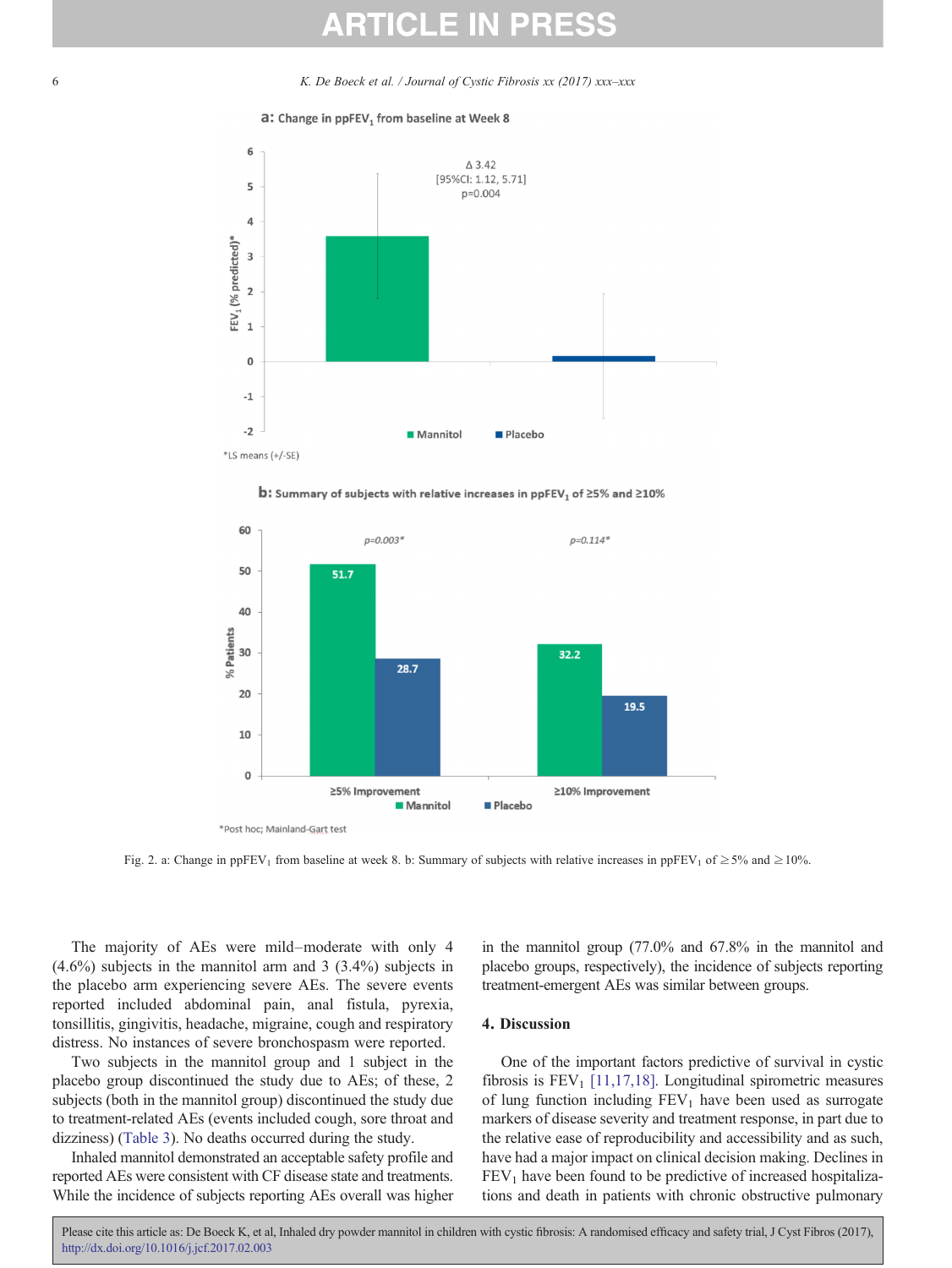Fig. 2. a: Change in $ppFEV_1$ from baseline at week 8. b: Summary of subjects with relative increases in $ppFEV_1$ of $\geq 5\%$ and $\geq 10\%$.

The majority of AEs were mild–moderate with only 4 (4.6%) subjects in the mannitol arm and 3 (3.4%) subjects in the placebo arm experiencing severe AEs. The severe events reported included abdominal pain, anal fistula, pyrexia, tonsillitis, gingivitis, headache, migraine, cough and respiratory distress. No instances of severe bronchospasm were reported.

Two subjects in the mannitol group and 1 subject in the placebo group discontinued the study due to AEs; of these, 2 subjects (both in the mannitol group) discontinued the study due to treatment-related AEs (events included cough, sore throat and dizziness) (Table 3). No deaths occurred during the study.

Inhaled mannitol demonstrated an acceptable safety profile and reported AEs were consistent with CF disease state and treatments. While the incidence of subjects reporting AEs overall was higher in the mannitol group (77.0% and 67.8% in the mannitol and placebo groups, respectively), the incidence of subjects reporting treatment-emergent AEs was similar between groups.

## 4. Discussion

One of the important factors predictive of survival in cystic fibrosis is $FEV_1$ [11,17,18]. Longitudinal spirometric measures of lung function including $FEV_1$ have been used as surrogate markers of disease severity and treatment response, in part due to the relative ease of reproducibility and accessibility and as such, have had a major impact on clinical decision making. Declines in $FEV_1$ have been found to be predictive of increased hospitalizations and death in patients with chronic obstructive pulmonary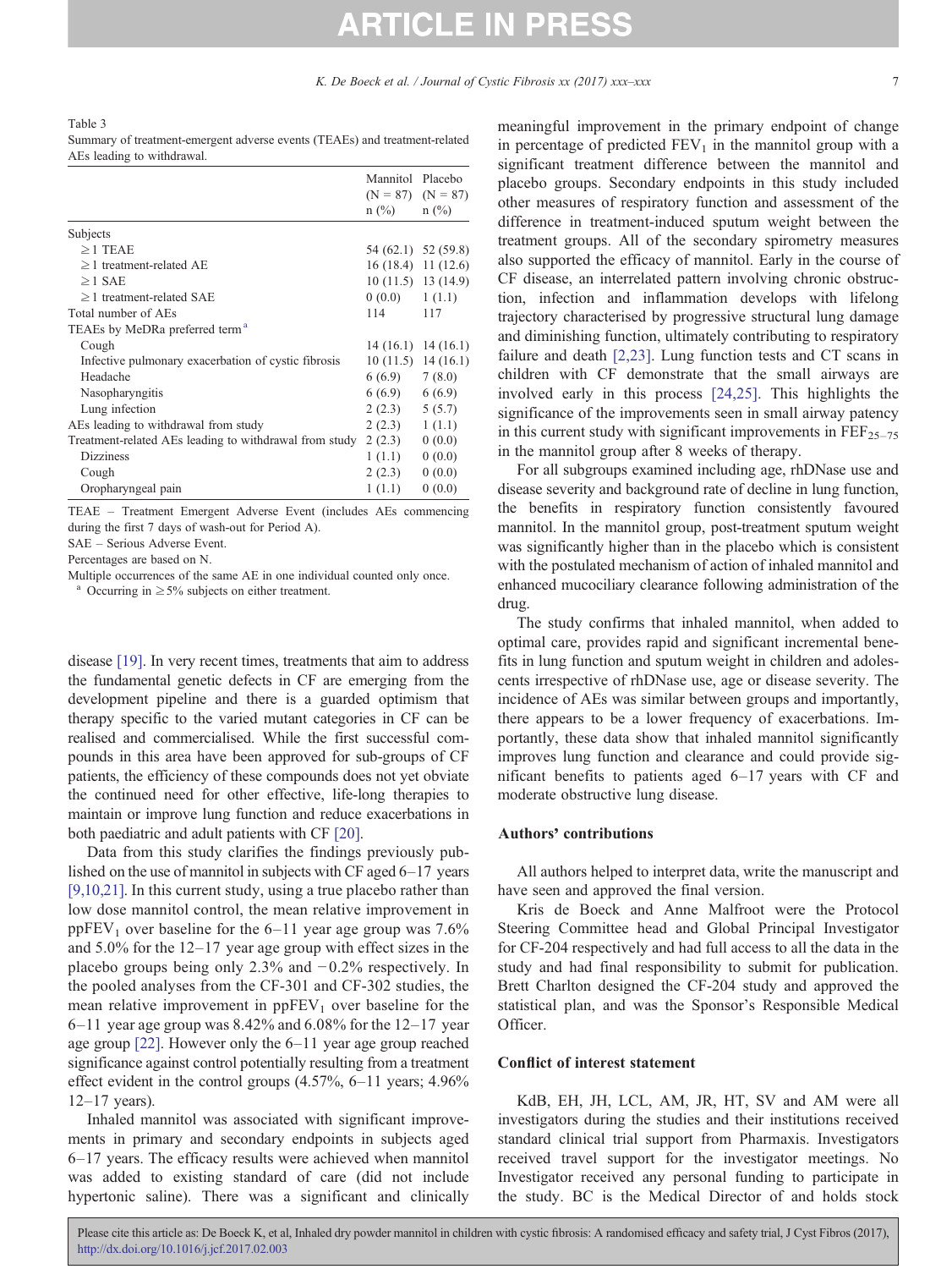Table 3
Summary of treatment-emergent adverse events (TEAEs) and treatment-related AEs leading to withdrawal.

| | Mannitol (N = 87) n (%) | Placebo (N = 87) n (%) |
|---|---|---|
| Subjects | | |
| ≥1 TEAE | 54 (62.1) | 52 (59.8) |
| ≥1 treatment-related AE | 16 (18.4) | 11 (12.6) |
| ≥1 SAE | 10 (11.5) | 13 (14.9) |
| ≥1 treatment-related SAE | 0 (0.0) | 1 (1.1) |
| Total number of AEs | 114 | 117 |
| TEAEs by MeDRa preferred term [a] | | |
| Cough | 14 (16.1) | 14 (16.1) |
| Infective pulmonary exacerbation of cystic fibrosis | 10 (11.5) | 14 (16.1) |
| Headache | 6 (6.9) | 7 (8.0) |
| Nasopharyngitis | 6 (6.9) | 6 (6.9) |
| Lung infection | 2 (2.3) | 5 (5.7) |
| AEs leading to withdrawal from study | 2 (2.3) | 1 (1.1) |
| Treatment-related AEs leading to withdrawal from study | 2 (2.3) | 0 (0.0) |
| Dizziness | 1 (1.1) | 0 (0.0) |
| Cough | 2 (2.3) | 0 (0.0) |
| Oropharyngeal pain | 1 (1.1) | 0 (0.0) |

TEAE – Treatment Emergent Adverse Event (includes AEs commencing during the first 7 days of wash-out for Period A).

SAE – Serious Adverse Event.

Percentages are based on N.

Multiple occurrences of the same AE in one individual counted only once.

[a] Occurring in ≥5% subjects on either treatment.

disease [19]. In very recent times, treatments that aim to address the fundamental genetic defects in CF are emerging from the development pipeline and there is a guarded optimism that therapy specific to the varied mutant categories in CF can be realised and commercialised. While the first successful compounds in this area have been approved for sub-groups of CF patients, the efficiency of these compounds does not yet obviate the continued need for other effective, life-long therapies to maintain or improve lung function and reduce exacerbations in both paediatric and adult patients with CF [20].

Data from this study clarifies the findings previously published on the use of mannitol in subjects with CF aged 6–17 years [9,10,21]. In this current study, using a true placebo rather than low dose mannitol control, the mean relative improvement in $ppFEV_1$ over baseline for the 6–11 year age group was 7.6% and 5.0% for the 12–17 year age group with effect sizes in the placebo groups being only 2.3% and −0.2% respectively. In the pooled analyses from the CF-301 and CF-302 studies, the mean relative improvement in $ppFEV_1$ over baseline for the 6–11 year age group was 8.42% and 6.08% for the 12–17 year age group [22]. However only the 6–11 year age group reached significance against control potentially resulting from a treatment effect evident in the control groups (4.57%, 6–11 years; 4.96% 12–17 years).

Inhaled mannitol was associated with significant improvements in primary and secondary endpoints in subjects aged 6–17 years. The efficacy results were achieved when mannitol was added to existing standard of care (did not include hypertonic saline). There was a significant and clinically meaningful improvement in the primary endpoint of change in percentage of predicted $FEV_1$ in the mannitol group with a significant treatment difference between the mannitol and placebo groups. Secondary endpoints in this study included other measures of respiratory function and assessment of the difference in treatment-induced sputum weight between the treatment groups. All of the secondary spirometry measures also supported the efficacy of mannitol. Early in the course of CF disease, an interrelated pattern involving chronic obstruction, infection and inflammation develops with lifelong trajectory characterised by progressive structural lung damage and diminishing function, ultimately contributing to respiratory failure and death [2,23]. Lung function tests and CT scans in children with CF demonstrate that the small airways are involved early in this process [24,25]. This highlights the significance of the improvements seen in small airway patency in this current study with significant improvements in $FEF_{25–75}$ in the mannitol group after 8 weeks of therapy.

For all subgroups examined including age, rhDNase use and disease severity and background rate of decline in lung function, the benefits in respiratory function consistently favoured mannitol. In the mannitol group, post-treatment sputum weight was significantly higher than in the placebo which is consistent with the postulated mechanism of action of inhaled mannitol and enhanced mucociliary clearance following administration of the drug.

The study confirms that inhaled mannitol, when added to optimal care, provides rapid and significant incremental benefits in lung function and sputum weight in children and adolescents irrespective of rhDNase use, age or disease severity. The incidence of AEs was similar between groups and importantly, there appears to be a lower frequency of exacerbations. Importantly, these data show that inhaled mannitol significantly improves lung function and clearance and could provide significant benefits to patients aged 6–17 years with CF and moderate obstructive lung disease.

## Authors' contributions

All authors helped to interpret data, write the manuscript and have seen and approved the final version.

Kris de Boeck and Anne Malfroot were the Protocol Steering Committee head and Global Principal Investigator for CF-204 respectively and had full access to all the data in the study and had final responsibility to submit for publication. Brett Charlton designed the CF-204 study and approved the statistical plan, and was the Sponsor's Responsible Medical Officer.

## Conflict of interest statement

KdB, EH, JH, LCL, AM, JR, HT, SV and AM were all investigators during the studies and their institutions received standard clinical trial support from Pharmaxis. Investigators received travel support for the investigator meetings. No Investigator received any personal funding to participate in the study. BC is the Medical Director of and holds stock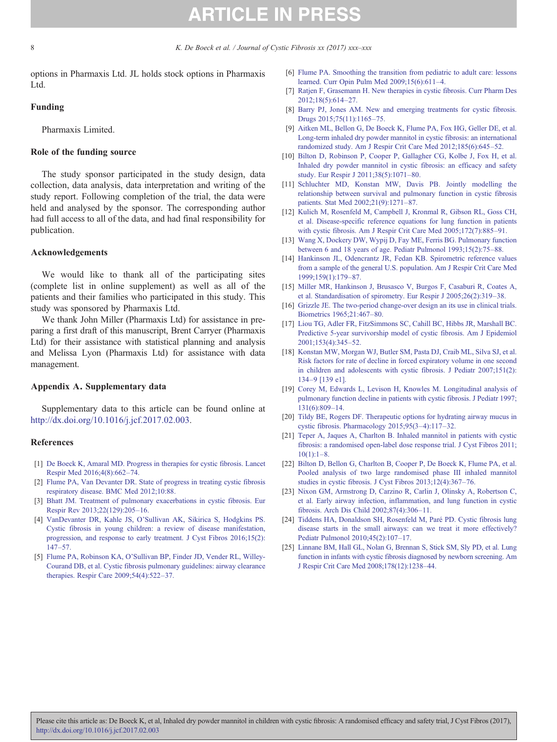options in Pharmaxis Ltd. JL holds stock options in Pharmaxis Ltd.

## Funding

Pharmaxis Limited.

## Role of the funding source

The study sponsor participated in the study design, data collection, data analysis, data interpretation and writing of the study report. Following completion of the trial, the data were held and analysed by the sponsor. The corresponding author had full access to all of the data, and had final responsibility for publication.

## Acknowledgements

We would like to thank all of the participating sites (complete list in online supplement) as well as all of the patients and their families who participated in this study. This study was sponsored by Pharmaxis Ltd.

We thank John Miller (Pharmaxis Ltd) for assistance in preparing a first draft of this manuscript, Brent Carryer (Pharmaxis Ltd) for their assistance with statistical planning and analysis and Melissa Lyon (Pharmaxis Ltd) for assistance with data management.

## Appendix A. Supplementary data

Supplementary data to this article can be found online at http://dx.doi.org/10.1016/j.jcf.2017.02.003.

## References

[1] De Boeck K, Amaral MD. Progress in therapies for cystic fibrosis. Lancet Respir Med 2016;4(8):662–74.

[2] Flume PA, Van Devanter DR. State of progress in treating cystic fibrosis respiratory disease. BMC Med 2012;10:88.

[3] Bhatt JM. Treatment of pulmonary exacerbations in cystic fibrosis. Eur Respir Rev 2013;22(129):205–16.

[4] VanDevanter DR, Kahle JS, O'Sullivan AK, Sikirica S, Hodgkins PS. Cystic fibrosis in young children: a review of disease manifestation, progression, and response to early treatment. J Cyst Fibros 2016;15(2):147–57.

[5] Flume PA, Robinson KA, O'Sullivan BP, Finder JD, Vender RL, Willey-Courand DB, et al. Cystic fibrosis pulmonary guidelines: airway clearance therapies. Respir Care 2009;54(4):522–37.

[6] Flume PA. Smoothing the transition from pediatric to adult care: lessons learned. Curr Opin Pulm Med 2009;15(6):611–4.

[7] Ratjen F, Grasemann H. New therapies in cystic fibrosis. Curr Pharm Des 2012;18(5):614–27.

[8] Barry PJ, Jones AM. New and emerging treatments for cystic fibrosis. Drugs 2015;75(11):1165–75.

[9] Aitken ML, Bellon G, De Boeck K, Flume PA, Fox HG, Geller DE, et al. Long-term inhaled dry powder mannitol in cystic fibrosis: an international randomized study. Am J Respir Crit Care Med 2012;185(6):645–52.

[10] Bilton D, Robinson P, Cooper P, Gallagher CG, Kolbe J, Fox H, et al. Inhaled dry powder mannitol in cystic fibrosis: an efficacy and safety study. Eur Respir J 2011;38(5):1071–80.

[11] Schluchter MD, Konstan MW, Davis PB. Jointly modelling the relationship between survival and pulmonary function in cystic fibrosis patients. Stat Med 2002;21(9):1271–87.

[12] Kulich M, Rosenfeld M, Campbell J, Kronmal R, Gibson RL, Goss CH, et al. Disease-specific reference equations for lung function in patients with cystic fibrosis. Am J Respir Crit Care Med 2005;172(7):885–91.

[13] Wang X, Dockery DW, Wypij D, Fay ME, Ferris BG. Pulmonary function between 6 and 18 years of age. Pediatr Pulmonol 1993;15(2):75–88.

[14] Hankinson JL, Odencrantz JR, Fedan KB. Spirometric reference values from a sample of the general U.S. population. Am J Respir Crit Care Med 1999;159(1):179–87.

[15] Miller MR, Hankinson J, Brusasco V, Burgos F, Casaburi R, Coates A, et al. Standardisation of spirometry. Eur Respir J 2005;26(2):319–38.

[16] Grizzle JE. The two-period change-over design an its use in clinical trials. Biometrics 1965;21:467–80.

[17] Liou TG, Adler FR, FitzSimmons SC, Cahill BC, Hibbs JR, Marshall BC. Predictive 5-year survivorship model of cystic fibrosis. Am J Epidemiol 2001;153(4):345–52.

[18] Konstan MW, Morgan WJ, Butler SM, Pasta DJ, Craib ML, Silva SJ, et al. Risk factors for rate of decline in forced expiratory volume in one second in children and adolescents with cystic fibrosis. J Pediatr 2007;151(2):134–9 [139 e1].

[19] Corey M, Edwards L, Levison H, Knowles M. Longitudinal analysis of pulmonary function decline in patients with cystic fibrosis. J Pediatr 1997;131(6):809–14.

[20] Tildy BE, Rogers DF. Therapeutic options for hydrating airway mucus in cystic fibrosis. Pharmacology 2015;95(3–4):117–32.

[21] Teper A, Jaques A, Charlton B. Inhaled mannitol in patients with cystic fibrosis: a randomised open-label dose response trial. J Cyst Fibros 2011;10(1):1–8.

[22] Bilton D, Bellon G, Charlton B, Cooper P, De Boeck K, Flume PA, et al. Pooled analysis of two large randomised phase III inhaled mannitol studies in cystic fibrosis. J Cyst Fibros 2013;12(4):367–76.

[23] Nixon GM, Armstrong D, Carzino R, Carlin J, Olinsky A, Robertson C, et al. Early airway infection, inflammation, and lung function in cystic fibrosis. Arch Dis Child 2002;87(4):306–11.

[24] Tiddens HA, Donaldson SH, Rosenfeld M, Paré PD. Cystic fibrosis lung disease starts in the small airways: can we treat it more effectively? Pediatr Pulmonol 2010;45(2):107–17.

[25] Linnane BM, Hall GL, Nolan G, Brennan S, Stick SM, Sly PD, et al. Lung function in infants with cystic fibrosis diagnosed by newborn screening. Am J Respir Crit Care Med 2008;178(12):1238–44.